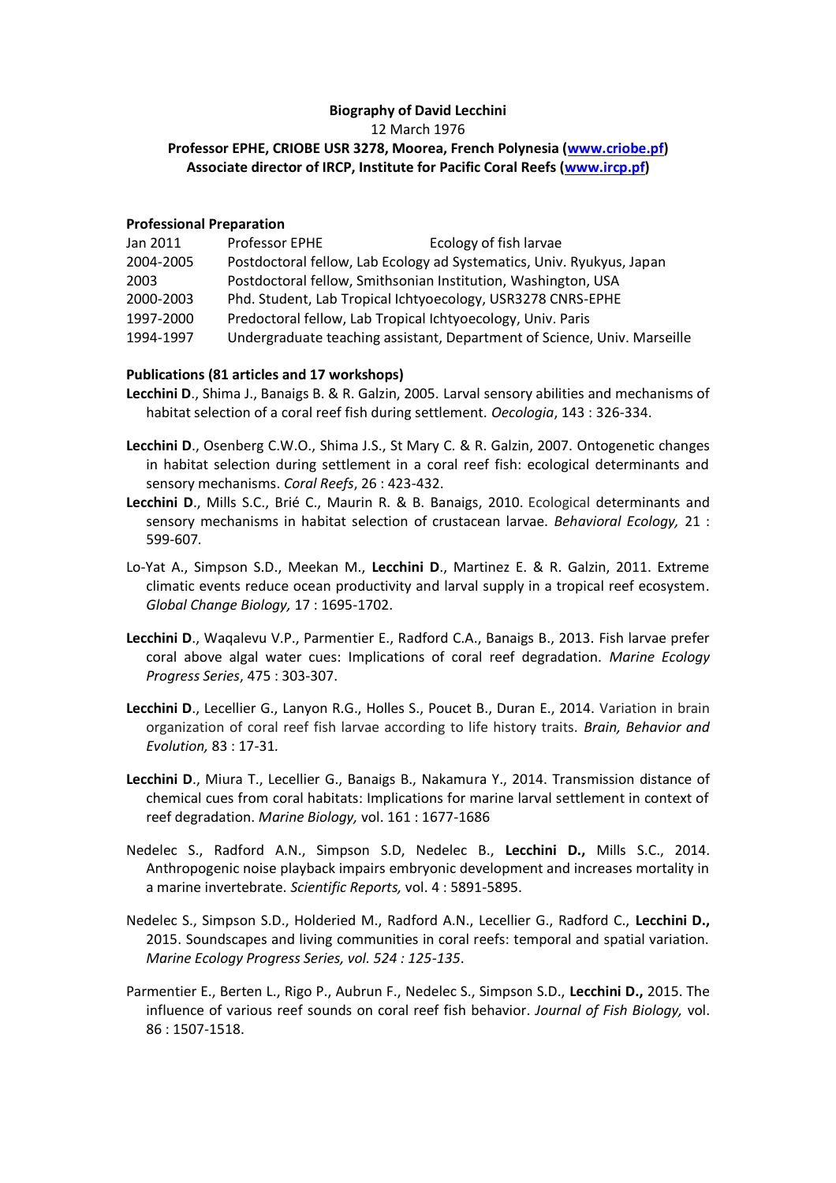**Biography of David Lecchini**

12 March 1976

**Professor EPHE, CRIOBE USR 3278, Moorea, French Polynesia (www.criobe.pf)**

**Associate director of IRCP, Institute for Pacific Coral Reefs (www.ircp.pf)**

**Professional Preparation**

| | | |
|---|---|---|
| Jan 2011 | Professor EPHE | Ecology of fish larvae |
| 2004-2005 | Postdoctoral fellow, Lab Ecology ad Systematics, Univ. Ryukyus, Japan | |
| 2003 | Postdoctoral fellow, Smithsonian Institution, Washington, USA | |
| 2000-2003 | Phd. Student, Lab Tropical Ichtyoecology, USR3278 CNRS-EPHE | |
| 1997-2000 | Predoctoral fellow, Lab Tropical Ichtyoecology, Univ. Paris | |
| 1994-1997 | Undergraduate teaching assistant, Department of Science, Univ. Marseille | |

**Publications (81 articles and 17 workshops)**

**Lecchini D**., Shima J., Banaigs B. & R. Galzin, 2005. Larval sensory abilities and mechanisms of habitat selection of a coral reef fish during settlement. *Oecologia*, 143 : 326-334.

**Lecchini D**., Osenberg C.W.O., Shima J.S., St Mary C. & R. Galzin, 2007. Ontogenetic changes in habitat selection during settlement in a coral reef fish: ecological determinants and sensory mechanisms. *Coral Reefs*, 26 : 423-432.

**Lecchini D**., Mills S.C., Brié C., Maurin R. & B. Banaigs, 2010. Ecological determinants and sensory mechanisms in habitat selection of crustacean larvae. *Behavioral Ecology,* 21 : 599-607.

Lo-Yat A., Simpson S.D., Meekan M., **Lecchini D**., Martinez E. & R. Galzin, 2011. Extreme climatic events reduce ocean productivity and larval supply in a tropical reef ecosystem. *Global Change Biology,* 17 : 1695-1702.

**Lecchini D**., Waqalevu V.P., Parmentier E., Radford C.A., Banaigs B., 2013. Fish larvae prefer coral above algal water cues: Implications of coral reef degradation. *Marine Ecology Progress Series*, 475 : 303-307.

**Lecchini D**., Lecellier G., Lanyon R.G., Holles S., Poucet B., Duran E., 2014. Variation in brain organization of coral reef fish larvae according to life history traits. *Brain, Behavior and Evolution,* 83 : 17-31*.*

**Lecchini D**., Miura T., Lecellier G., Banaigs B., Nakamura Y., 2014. Transmission distance of chemical cues from coral habitats: Implications for marine larval settlement in context of reef degradation. *Marine Biology,* vol. 161 : 1677-1686

Nedelec S., Radford A.N., Simpson S.D, Nedelec B., **Lecchini D.,** Mills S.C., 2014. Anthropogenic noise playback impairs embryonic development and increases mortality in a marine invertebrate. *Scientific Reports,* vol. 4 : 5891-5895.

Nedelec S., Simpson S.D., Holderied M., Radford A.N., Lecellier G., Radford C., **Lecchini D.,** 2015. Soundscapes and living communities in coral reefs: temporal and spatial variation. *Marine Ecology Progress Series, vol. 524 : 125-135*.

Parmentier E., Berten L., Rigo P., Aubrun F., Nedelec S., Simpson S.D., **Lecchini D.,** 2015. The influence of various reef sounds on coral reef fish behavior. *Journal of Fish Biology,* vol. 86 : 1507-1518.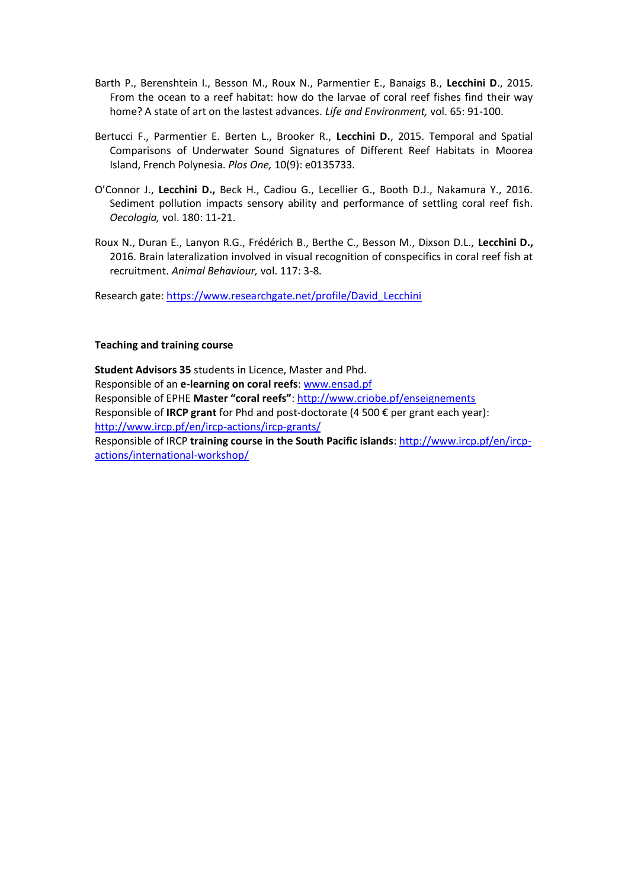Barth P., Berenshtein I., Besson M., Roux N., Parmentier E., Banaigs B., **Lecchini D**., 2015. From the ocean to a reef habitat: how do the larvae of coral reef fishes find their way home? A state of art on the lastest advances. *Life and Environment,* vol. 65: 91-100.

Bertucci F., Parmentier E. Berten L., Brooker R., **Lecchini D.**, 2015. Temporal and Spatial Comparisons of Underwater Sound Signatures of Different Reef Habitats in Moorea Island, French Polynesia. *Plos One,* 10(9): e0135733.

O'Connor J., **Lecchini D.,** Beck H., Cadiou G., Lecellier G., Booth D.J., Nakamura Y., 2016. Sediment pollution impacts sensory ability and performance of settling coral reef fish. *Oecologia,* vol. 180: 11-21.

Roux N., Duran E., Lanyon R.G., Frédérich B., Berthe C., Besson M., Dixson D.L., **Lecchini D.,** 2016. Brain lateralization involved in visual recognition of conspecifics in coral reef fish at recruitment. *Animal Behaviour,* vol. 117: 3-8*.*

Research gate: https://www.researchgate.net/profile/David_Lecchini

**Teaching and training course**

**Student Advisors 35** students in Licence, Master and Phd.
Responsible of an **e-learning on coral reefs**: www.ensad.pf
Responsible of EPHE **Master "coral reefs"**: http://www.criobe.pf/enseignements
Responsible of **IRCP grant** for Phd and post-doctorate (4 500 € per grant each year): http://www.ircp.pf/en/ircp-actions/ircp-grants/
Responsible of IRCP **training course in the South Pacific islands**: http://www.ircp.pf/en/ircp-actions/international-workshop/